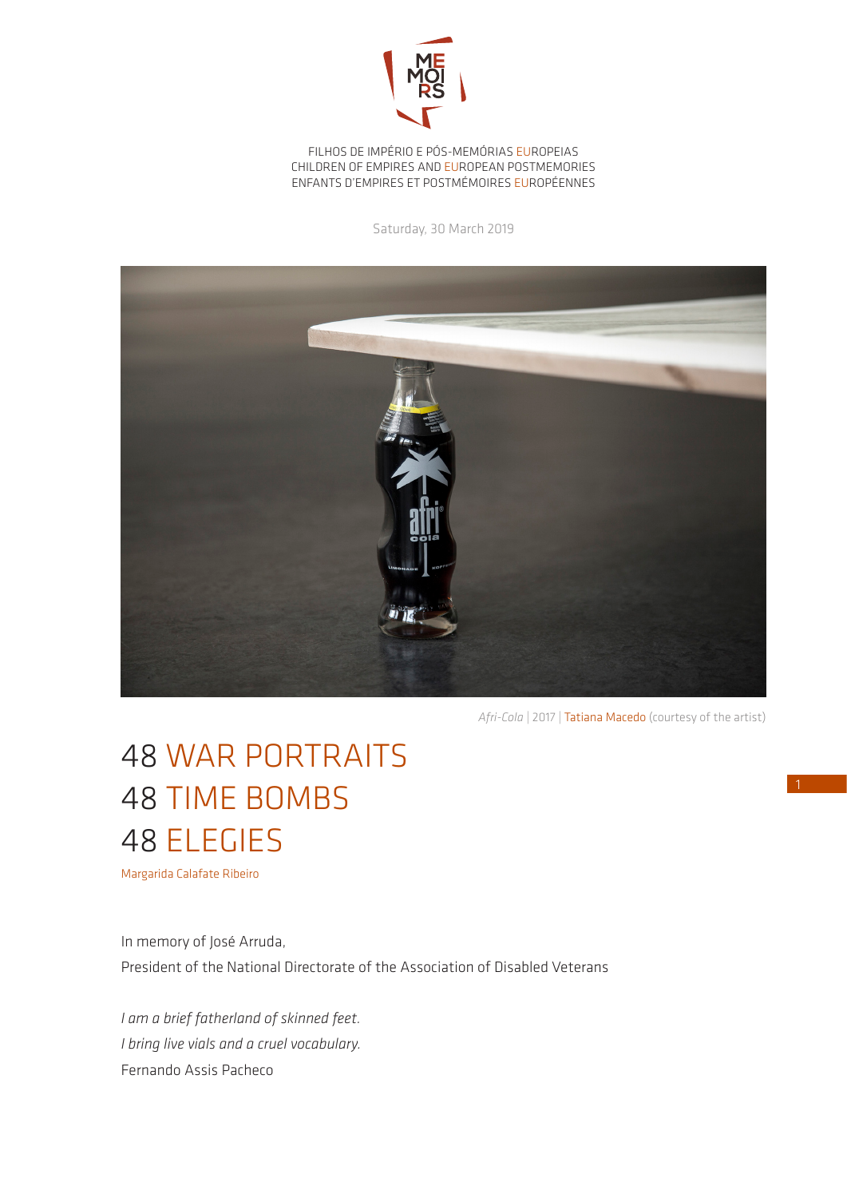FILHOS DE IMPÉRIO E PÓS-MEMÓRIAS EUROPEIAS
CHILDREN OF EMPIRES AND EUROPEAN POSTMEMORIES
ENFANTS D'EMPIRES ET POSTMÉMOIRES EUROPÉENNES

Saturday, 30 March 2019

*Afri-Cola* | 2017 | Tatiana Macedo (courtesy of the artist)

# 48 WAR PORTRAITS
# 48 TIME BOMBS
# 48 ELEGIES

Margarida Calafate Ribeiro

In memory of José Arruda,
President of the National Directorate of the Association of Disabled Veterans

*I am a brief fatherland of skinned feet.*
*I bring live vials and a cruel vocabulary.*
Fernando Assis Pacheco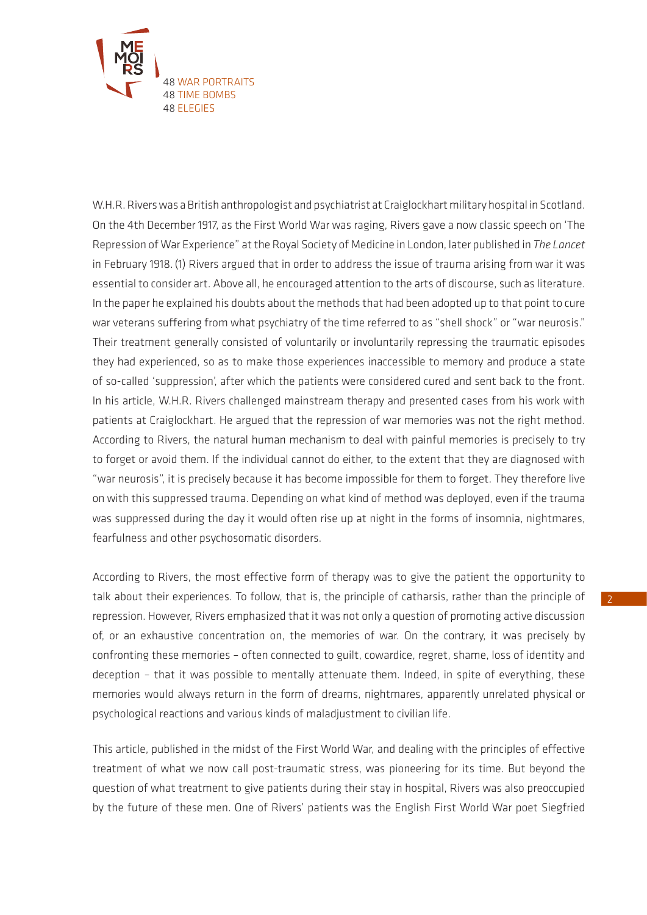W.H.R. Rivers was a British anthropologist and psychiatrist at Craiglockhart military hospital in Scotland. On the 4th December 1917, as the First World War was raging, Rivers gave a now classic speech on 'The Repression of War Experience" at the Royal Society of Medicine in London, later published in *The Lancet* in February 1918. (1) Rivers argued that in order to address the issue of trauma arising from war it was essential to consider art. Above all, he encouraged attention to the arts of discourse, such as literature. In the paper he explained his doubts about the methods that had been adopted up to that point to cure war veterans suffering from what psychiatry of the time referred to as "shell shock" or "war neurosis." Their treatment generally consisted of voluntarily or involuntarily repressing the traumatic episodes they had experienced, so as to make those experiences inaccessible to memory and produce a state of so-called 'suppression', after which the patients were considered cured and sent back to the front. In his article, W.H.R. Rivers challenged mainstream therapy and presented cases from his work with patients at Craiglockhart. He argued that the repression of war memories was not the right method. According to Rivers, the natural human mechanism to deal with painful memories is precisely to try to forget or avoid them. If the individual cannot do either, to the extent that they are diagnosed with "war neurosis", it is precisely because it has become impossible for them to forget. They therefore live on with this suppressed trauma. Depending on what kind of method was deployed, even if the trauma was suppressed during the day it would often rise up at night in the forms of insomnia, nightmares, fearfulness and other psychosomatic disorders.

According to Rivers, the most effective form of therapy was to give the patient the opportunity to talk about their experiences. To follow, that is, the principle of catharsis, rather than the principle of repression. However, Rivers emphasized that it was not only a question of promoting active discussion of, or an exhaustive concentration on, the memories of war. On the contrary, it was precisely by confronting these memories – often connected to guilt, cowardice, regret, shame, loss of identity and deception – that it was possible to mentally attenuate them. Indeed, in spite of everything, these memories would always return in the form of dreams, nightmares, apparently unrelated physical or psychological reactions and various kinds of maladjustment to civilian life.

This article, published in the midst of the First World War, and dealing with the principles of effective treatment of what we now call post-traumatic stress, was pioneering for its time. But beyond the question of what treatment to give patients during their stay in hospital, Rivers was also preoccupied by the future of these men. One of Rivers' patients was the English First World War poet Siegfried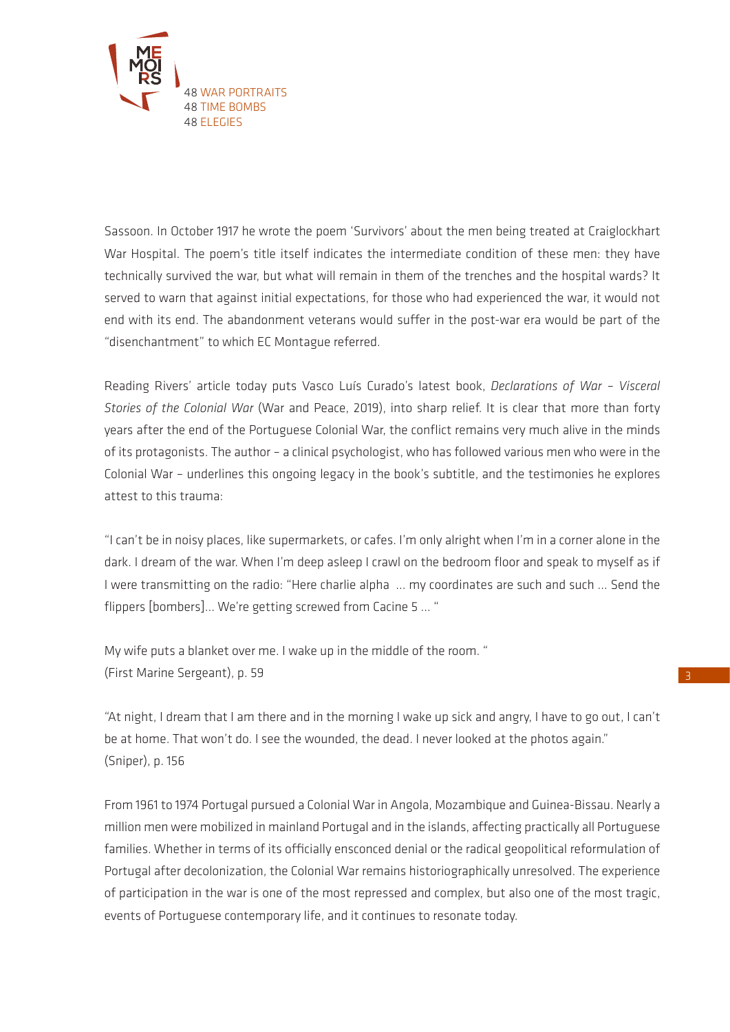Sassoon. In October 1917 he wrote the poem 'Survivors' about the men being treated at Craiglockhart War Hospital. The poem's title itself indicates the intermediate condition of these men: they have technically survived the war, but what will remain in them of the trenches and the hospital wards? It served to warn that against initial expectations, for those who had experienced the war, it would not end with its end. The abandonment veterans would suffer in the post-war era would be part of the "disenchantment" to which EC Montague referred.

Reading Rivers' article today puts Vasco Luís Curado's latest book, *Declarations of War – Visceral Stories of the Colonial War* (War and Peace, 2019), into sharp relief. It is clear that more than forty years after the end of the Portuguese Colonial War, the conflict remains very much alive in the minds of its protagonists. The author – a clinical psychologist, who has followed various men who were in the Colonial War – underlines this ongoing legacy in the book's subtitle, and the testimonies he explores attest to this trauma:

"I can't be in noisy places, like supermarkets, or cafes. I'm only alright when I'm in a corner alone in the dark. I dream of the war. When I'm deep asleep I crawl on the bedroom floor and speak to myself as if I were transmitting on the radio: "Here charlie alpha ... my coordinates are such and such ... Send the flippers [bombers]... We're getting screwed from Cacine 5 ... "

My wife puts a blanket over me. I wake up in the middle of the room. "
(First Marine Sergeant), p. 59

"At night, I dream that I am there and in the morning I wake up sick and angry, I have to go out, I can't be at home. That won't do. I see the wounded, the dead. I never looked at the photos again."
(Sniper), p. 156

From 1961 to 1974 Portugal pursued a Colonial War in Angola, Mozambique and Guinea-Bissau. Nearly a million men were mobilized in mainland Portugal and in the islands, affecting practically all Portuguese families. Whether in terms of its officially ensconced denial or the radical geopolitical reformulation of Portugal after decolonization, the Colonial War remains historiographically unresolved. The experience of participation in the war is one of the most repressed and complex, but also one of the most tragic, events of Portuguese contemporary life, and it continues to resonate today.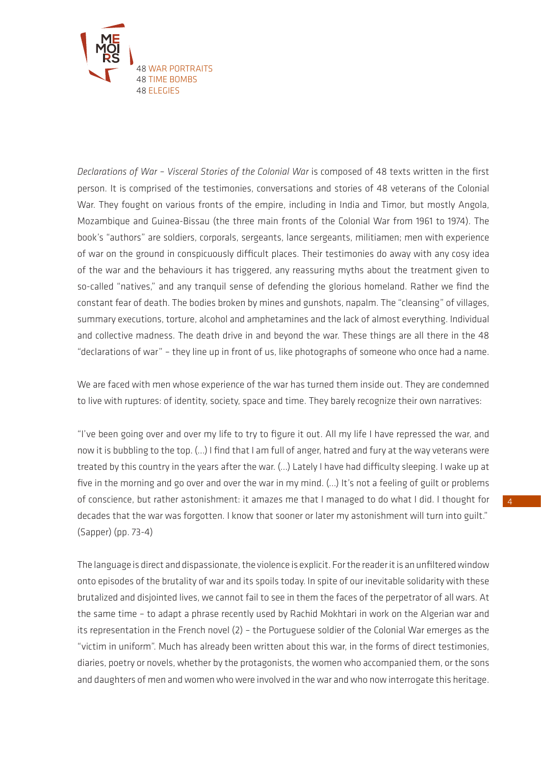*Declarations of War – Visceral Stories of the Colonial War* is composed of 48 texts written in the first person. It is comprised of the testimonies, conversations and stories of 48 veterans of the Colonial War. They fought on various fronts of the empire, including in India and Timor, but mostly Angola, Mozambique and Guinea-Bissau (the three main fronts of the Colonial War from 1961 to 1974). The book's "authors" are soldiers, corporals, sergeants, lance sergeants, militiamen; men with experience of war on the ground in conspicuously difficult places. Their testimonies do away with any cosy idea of the war and the behaviours it has triggered, any reassuring myths about the treatment given to so-called "natives," and any tranquil sense of defending the glorious homeland. Rather we find the constant fear of death. The bodies broken by mines and gunshots, napalm. The "cleansing" of villages, summary executions, torture, alcohol and amphetamines and the lack of almost everything. Individual and collective madness. The death drive in and beyond the war. These things are all there in the 48 "declarations of war" – they line up in front of us, like photographs of someone who once had a name.

We are faced with men whose experience of the war has turned them inside out. They are condemned to live with ruptures: of identity, society, space and time. They barely recognize their own narratives:

"I've been going over and over my life to try to figure it out. All my life I have repressed the war, and now it is bubbling to the top. (...) I find that I am full of anger, hatred and fury at the way veterans were treated by this country in the years after the war. (...) Lately I have had difficulty sleeping. I wake up at five in the morning and go over and over the war in my mind. (...) It's not a feeling of guilt or problems of conscience, but rather astonishment: it amazes me that I managed to do what I did. I thought for decades that the war was forgotten. I know that sooner or later my astonishment will turn into guilt." (Sapper) (pp. 73-4)

The language is direct and dispassionate, the violence is explicit. For the reader it is an unfiltered window onto episodes of the brutality of war and its spoils today. In spite of our inevitable solidarity with these brutalized and disjointed lives, we cannot fail to see in them the faces of the perpetrator of all wars. At the same time – to adapt a phrase recently used by Rachid Mokhtari in work on the Algerian war and its representation in the French novel (2) – the Portuguese soldier of the Colonial War emerges as the "victim in uniform". Much has already been written about this war, in the forms of direct testimonies, diaries, poetry or novels, whether by the protagonists, the women who accompanied them, or the sons and daughters of men and women who were involved in the war and who now interrogate this heritage.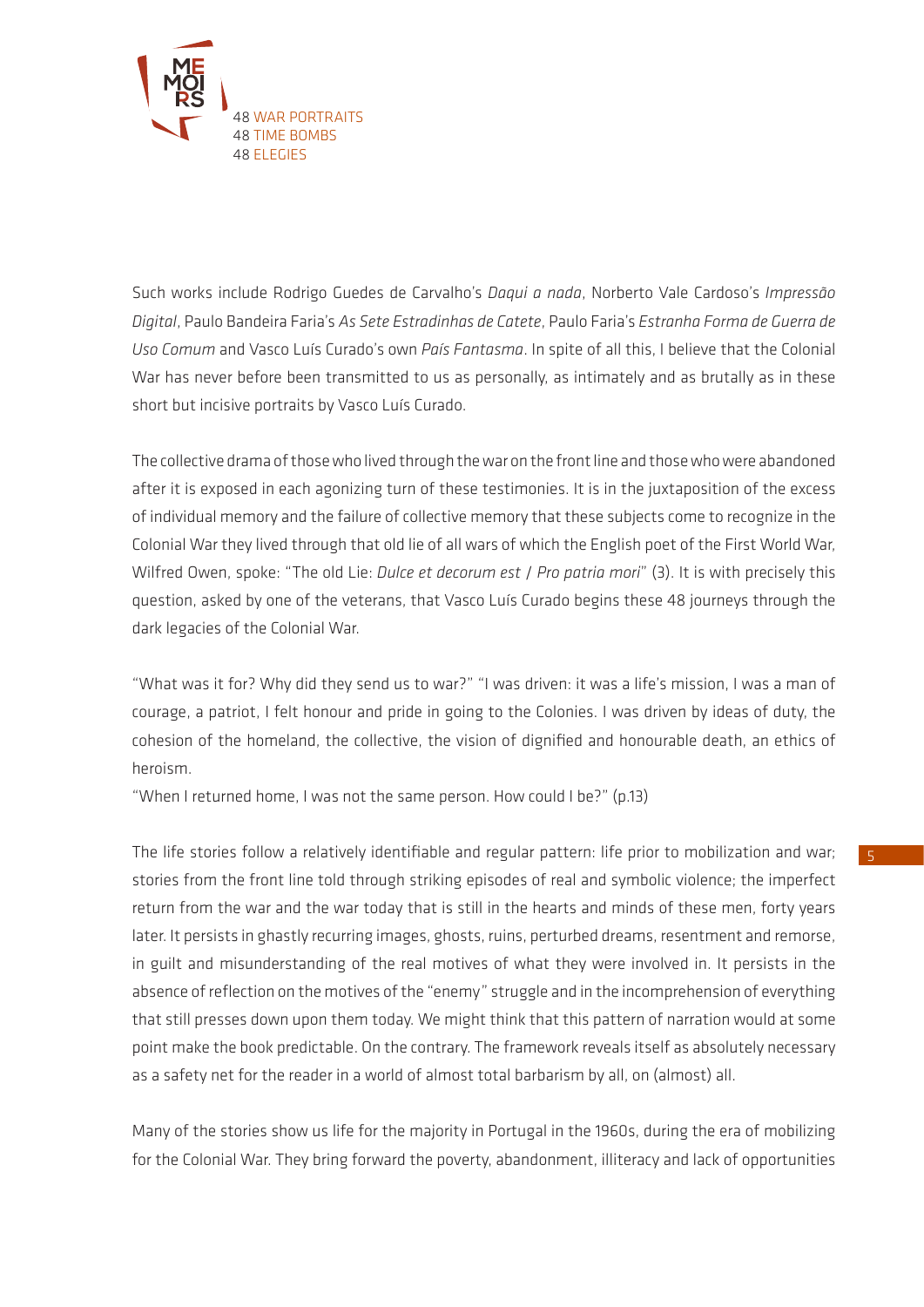Such works include Rodrigo Guedes de Carvalho's *Daqui a nada*, Norberto Vale Cardoso's *Impressão Digital*, Paulo Bandeira Faria's *As Sete Estradinhas de Catete*, Paulo Faria's *Estranha Forma de Guerra de Uso Comum* and Vasco Luís Curado's own *País Fantasma*. In spite of all this, I believe that the Colonial War has never before been transmitted to us as personally, as intimately and as brutally as in these short but incisive portraits by Vasco Luís Curado.

The collective drama of those who lived through the war on the front line and those who were abandoned after it is exposed in each agonizing turn of these testimonies. It is in the juxtaposition of the excess of individual memory and the failure of collective memory that these subjects come to recognize in the Colonial War they lived through that old lie of all wars of which the English poet of the First World War, Wilfred Owen, spoke: "The old Lie: *Dulce et decorum est* / *Pro patria mori*" (3). It is with precisely this question, asked by one of the veterans, that Vasco Luís Curado begins these 48 journeys through the dark legacies of the Colonial War.

"What was it for? Why did they send us to war?" "I was driven: it was a life's mission, I was a man of courage, a patriot, I felt honour and pride in going to the Colonies. I was driven by ideas of duty, the cohesion of the homeland, the collective, the vision of dignified and honourable death, an ethics of heroism.
"When I returned home, I was not the same person. How could I be?" (p.13)

The life stories follow a relatively identifiable and regular pattern: life prior to mobilization and war; stories from the front line told through striking episodes of real and symbolic violence; the imperfect return from the war and the war today that is still in the hearts and minds of these men, forty years later. It persists in ghastly recurring images, ghosts, ruins, perturbed dreams, resentment and remorse, in guilt and misunderstanding of the real motives of what they were involved in. It persists in the absence of reflection on the motives of the "enemy" struggle and in the incomprehension of everything that still presses down upon them today. We might think that this pattern of narration would at some point make the book predictable. On the contrary. The framework reveals itself as absolutely necessary as a safety net for the reader in a world of almost total barbarism by all, on (almost) all.

Many of the stories show us life for the majority in Portugal in the 1960s, during the era of mobilizing for the Colonial War. They bring forward the poverty, abandonment, illiteracy and lack of opportunities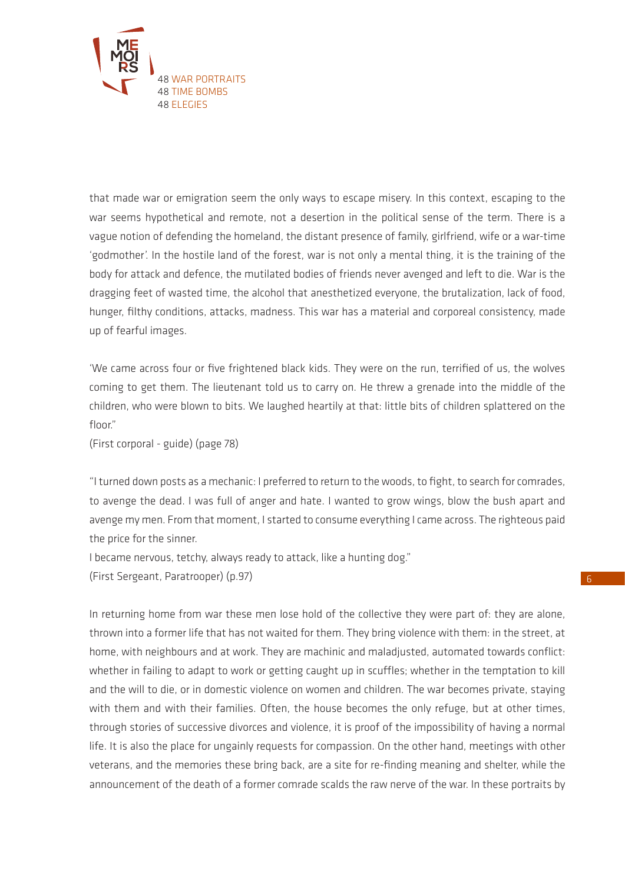that made war or emigration seem the only ways to escape misery. In this context, escaping to the war seems hypothetical and remote, not a desertion in the political sense of the term. There is a vague notion of defending the homeland, the distant presence of family, girlfriend, wife or a war-time 'godmother'. In the hostile land of the forest, war is not only a mental thing, it is the training of the body for attack and defence, the mutilated bodies of friends never avenged and left to die. War is the dragging feet of wasted time, the alcohol that anesthetized everyone, the brutalization, lack of food, hunger, filthy conditions, attacks, madness. This war has a material and corporeal consistency, made up of fearful images.

'We came across four or five frightened black kids. They were on the run, terrified of us, the wolves coming to get them. The lieutenant told us to carry on. He threw a grenade into the middle of the children, who were blown to bits. We laughed heartily at that: little bits of children splattered on the floor."
(First corporal - guide) (page 78)

"I turned down posts as a mechanic: I preferred to return to the woods, to fight, to search for comrades, to avenge the dead. I was full of anger and hate. I wanted to grow wings, blow the bush apart and avenge my men. From that moment, I started to consume everything I came across. The righteous paid the price for the sinner.
I became nervous, tetchy, always ready to attack, like a hunting dog."
(First Sergeant, Paratrooper) (p.97)

In returning home from war these men lose hold of the collective they were part of: they are alone, thrown into a former life that has not waited for them. They bring violence with them: in the street, at home, with neighbours and at work. They are machinic and maladjusted, automated towards conflict: whether in failing to adapt to work or getting caught up in scuffles; whether in the temptation to kill and the will to die, or in domestic violence on women and children. The war becomes private, staying with them and with their families. Often, the house becomes the only refuge, but at other times, through stories of successive divorces and violence, it is proof of the impossibility of having a normal life. It is also the place for ungainly requests for compassion. On the other hand, meetings with other veterans, and the memories these bring back, are a site for re-finding meaning and shelter, while the announcement of the death of a former comrade scalds the raw nerve of the war. In these portraits by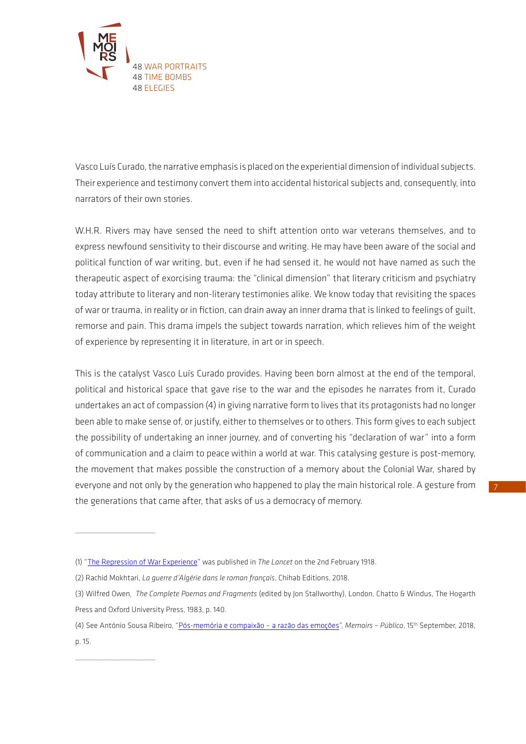Vasco Luís Curado, the narrative emphasis is placed on the experiential dimension of individual subjects. Their experience and testimony convert them into accidental historical subjects and, consequently, into narrators of their own stories.

W.H.R. Rivers may have sensed the need to shift attention onto war veterans themselves, and to express newfound sensitivity to their discourse and writing. He may have been aware of the social and political function of war writing, but, even if he had sensed it, he would not have named as such the therapeutic aspect of exorcising trauma: the "clinical dimension" that literary criticism and psychiatry today attribute to literary and non-literary testimonies alike. We know today that revisiting the spaces of war or trauma, in reality or in fiction, can drain away an inner drama that is linked to feelings of guilt, remorse and pain. This drama impels the subject towards narration, which relieves him of the weight of experience by representing it in literature, in art or in speech.

This is the catalyst Vasco Luís Curado provides. Having been born almost at the end of the temporal, political and historical space that gave rise to the war and the episodes he narrates from it, Curado undertakes an act of compassion (4) in giving narrative form to lives that its protagonists had no longer been able to make sense of, or justify, either to themselves or to others. This form gives to each subject the possibility of undertaking an inner journey, and of converting his "declaration of war" into a form of communication and a claim to peace within a world at war. This catalysing gesture is post-memory, the movement that makes possible the construction of a memory about the Colonial War, shared by everyone and not only by the generation who happened to play the main historical role. A gesture from the generations that came after, that asks of us a democracy of memory.

---

(1) "The Repression of War Experience" was published in *The Lancet* on the 2nd February 1918.

(2) Rachid Mokhtari, *La guerre d'Algérie dans le roman français*, Chihab Editions, 2018.

(3) Wilfred Owen, *The Complete Poemas and Fragments* (edited by Jon Stallworthy), London, Chatto & Windus, The Hogarth Press and Oxford University Press, 1983, p. 140.

(4) See António Sousa Ribeiro, "Pós-memória e compaixão – a razão das emoções", *Memoirs – Público*, 15th September, 2018, p. 15.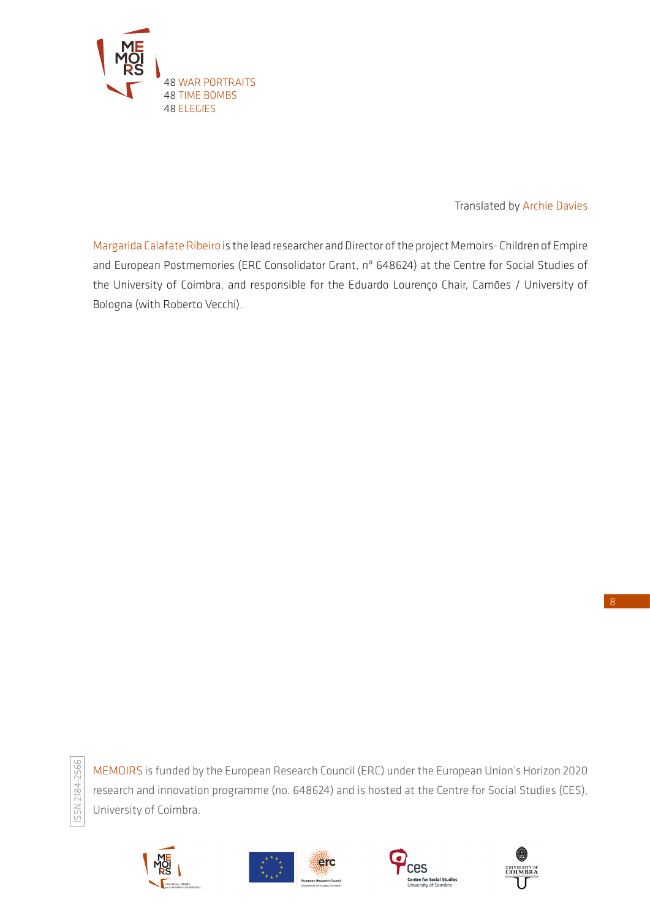48 WAR PORTRAITS
48 TIME BOMBS
48 ELEGIES

Translated by Archie Davies

Margarida Calafate Ribeiro is the lead researcher and Director of the project Memoirs- Children of Empire and European Postmemories (ERC Consolidator Grant, nº 648624) at the Centre for Social Studies of the University of Coimbra, and responsible for the Eduardo Lourenço Chair, Camões / University of Bologna (with Roberto Vecchi).

ISSN 2184-2566

MEMOIRS is funded by the European Research Council (ERC) under the European Union's Horizon 2020 research and innovation programme (no. 648624) and is hosted at the Centre for Social Studies (CES), University of Coimbra.